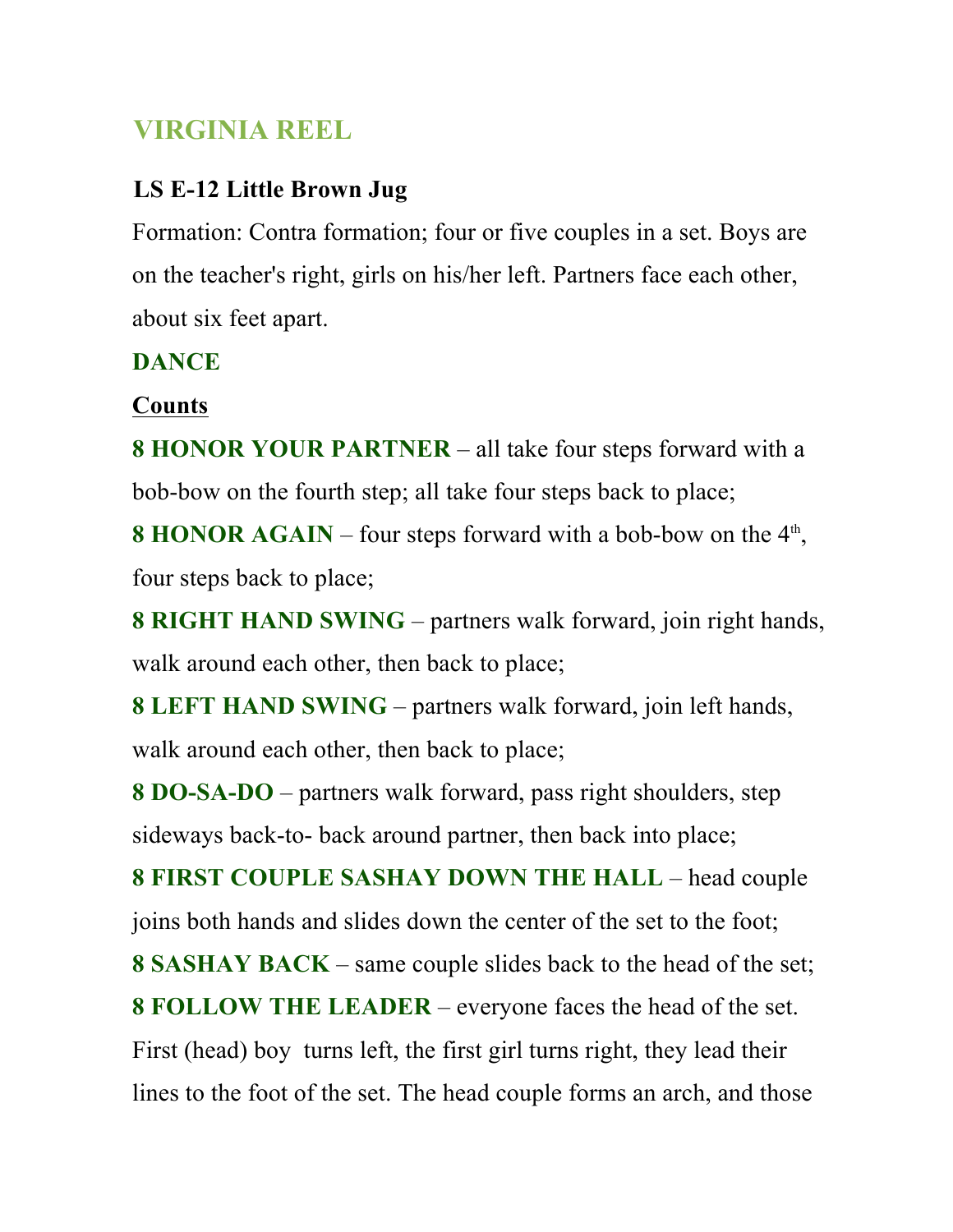# VIRGINIA REEL

### LS E-12 Little Brown Jug

Formation: Contra formation; four or five couples in a set. Boys are on the teacher's right, girls on his/her left. Partners face each other, about six feet apart.

## DANCE

**Counts**

**8 HONOR YOUR PARTNER** – all take four steps forward with a bob-bow on the fourth step; all take four steps back to place;

**8 HONOR AGAIN** – four steps forward with a bob-bow on the 4th, four steps back to place;

**8 RIGHT HAND SWING** – partners walk forward, join right hands, walk around each other, then back to place;

**8 LEFT HAND SWING** – partners walk forward, join left hands, walk around each other, then back to place;

**8 DO-SA-DO** – partners walk forward, pass right shoulders, step sideways back-to- back around partner, then back into place;

**8 FIRST COUPLE SASHAY DOWN THE HALL** – head couple joins both hands and slides down the center of the set to the foot;

**8 SASHAY BACK** – same couple slides back to the head of the set;

**8 FOLLOW THE LEADER** – everyone faces the head of the set. First (head) boy turns left, the first girl turns right, they lead their lines to the foot of the set. The head couple forms an arch, and those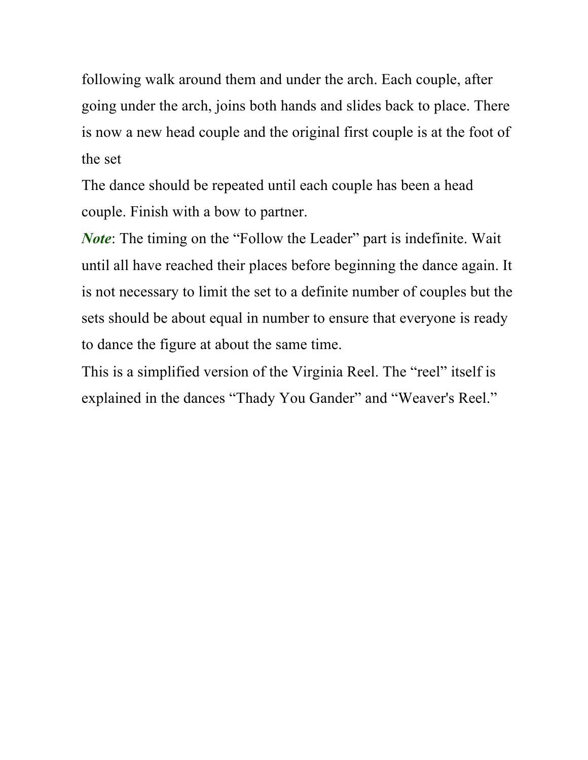following walk around them and under the arch. Each couple, after going under the arch, joins both hands and slides back to place. There is now a new head couple and the original first couple is at the foot of the set

The dance should be repeated until each couple has been a head couple. Finish with a bow to partner.

***Note***: The timing on the "Follow the Leader" part is indefinite. Wait until all have reached their places before beginning the dance again. It is not necessary to limit the set to a definite number of couples but the sets should be about equal in number to ensure that everyone is ready to dance the figure at about the same time.

This is a simplified version of the Virginia Reel. The "reel" itself is explained in the dances "Thady You Gander" and "Weaver's Reel."